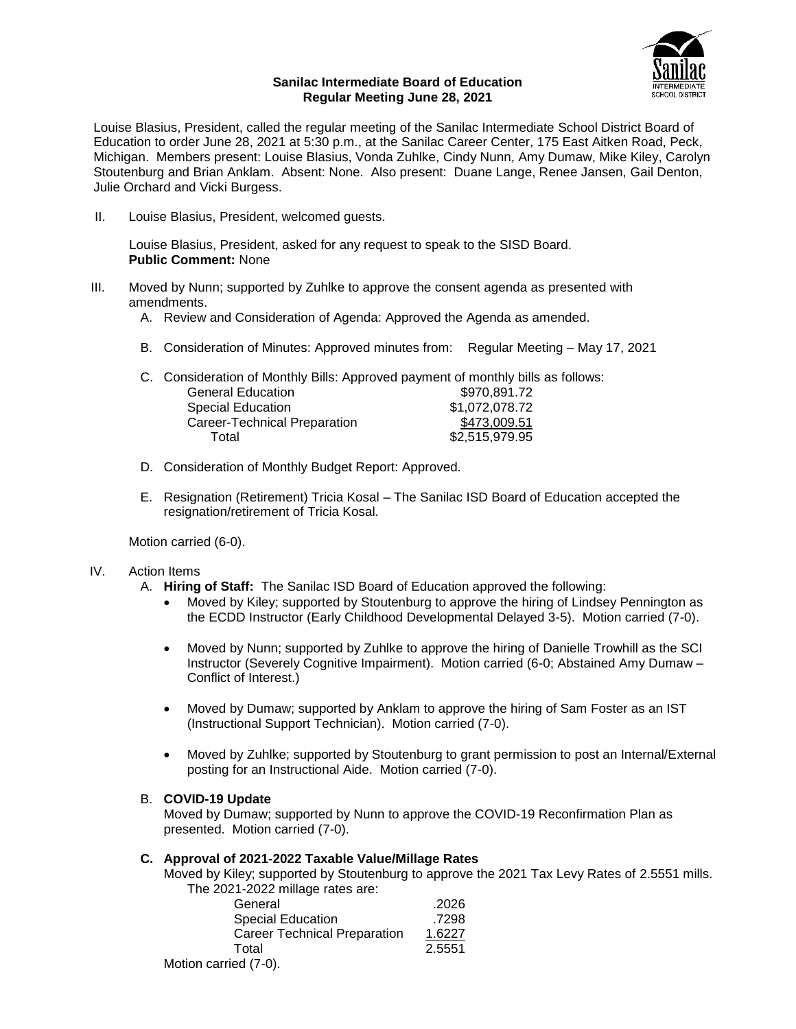**Sanilac Intermediate Board of Education**
**Regular Meeting June 28, 2021**

Louise Blasius, President, called the regular meeting of the Sanilac Intermediate School District Board of Education to order June 28, 2021 at 5:30 p.m., at the Sanilac Career Center, 175 East Aitken Road, Peck, Michigan. Members present: Louise Blasius, Vonda Zuhlke, Cindy Nunn, Amy Dumaw, Mike Kiley, Carolyn Stoutenburg and Brian Anklam. Absent: None. Also present: Duane Lange, Renee Jansen, Gail Denton, Julie Orchard and Vicki Burgess.

II. Louise Blasius, President, welcomed guests.

Louise Blasius, President, asked for any request to speak to the SISD Board.
**Public Comment:** None

III. Moved by Nunn; supported by Zuhlke to approve the consent agenda as presented with amendments.

A. Review and Consideration of Agenda: Approved the Agenda as amended.

B. Consideration of Minutes: Approved minutes from: Regular Meeting – May 17, 2021

C. Consideration of Monthly Bills: Approved payment of monthly bills as follows:

| | |
|---|---|
| General Education | \$970,891.72 |
| Special Education | \$1,072,078.72 |
| Career-Technical Preparation | \$473,009.51 |
| Total | \$2,515,979.95 |

D. Consideration of Monthly Budget Report: Approved.

E. Resignation (Retirement) Tricia Kosal – The Sanilac ISD Board of Education accepted the resignation/retirement of Tricia Kosal.

Motion carried (6-0).

IV. Action Items

A. **Hiring of Staff:** The Sanilac ISD Board of Education approved the following:

- Moved by Kiley; supported by Stoutenburg to approve the hiring of Lindsey Pennington as the ECDD Instructor (Early Childhood Developmental Delayed 3-5). Motion carried (7-0).
- Moved by Nunn; supported by Zuhlke to approve the hiring of Danielle Trowhill as the SCI Instructor (Severely Cognitive Impairment). Motion carried (6-0; Abstained Amy Dumaw – Conflict of Interest.)
- Moved by Dumaw; supported by Anklam to approve the hiring of Sam Foster as an IST (Instructional Support Technician). Motion carried (7-0).
- Moved by Zuhlke; supported by Stoutenburg to grant permission to post an Internal/External posting for an Instructional Aide. Motion carried (7-0).

B. **COVID-19 Update**
Moved by Dumaw; supported by Nunn to approve the COVID-19 Reconfirmation Plan as presented. Motion carried (7-0).

C. **Approval of 2021-2022 Taxable Value/Millage Rates**
Moved by Kiley; supported by Stoutenburg to approve the 2021 Tax Levy Rates of 2.5551 mills. The 2021-2022 millage rates are:

| | |
|---|---|
| General | .2026 |
| Special Education | .7298 |
| Career Technical Preparation | 1.6227 |
| Total | 2.5551 |

Motion carried (7-0).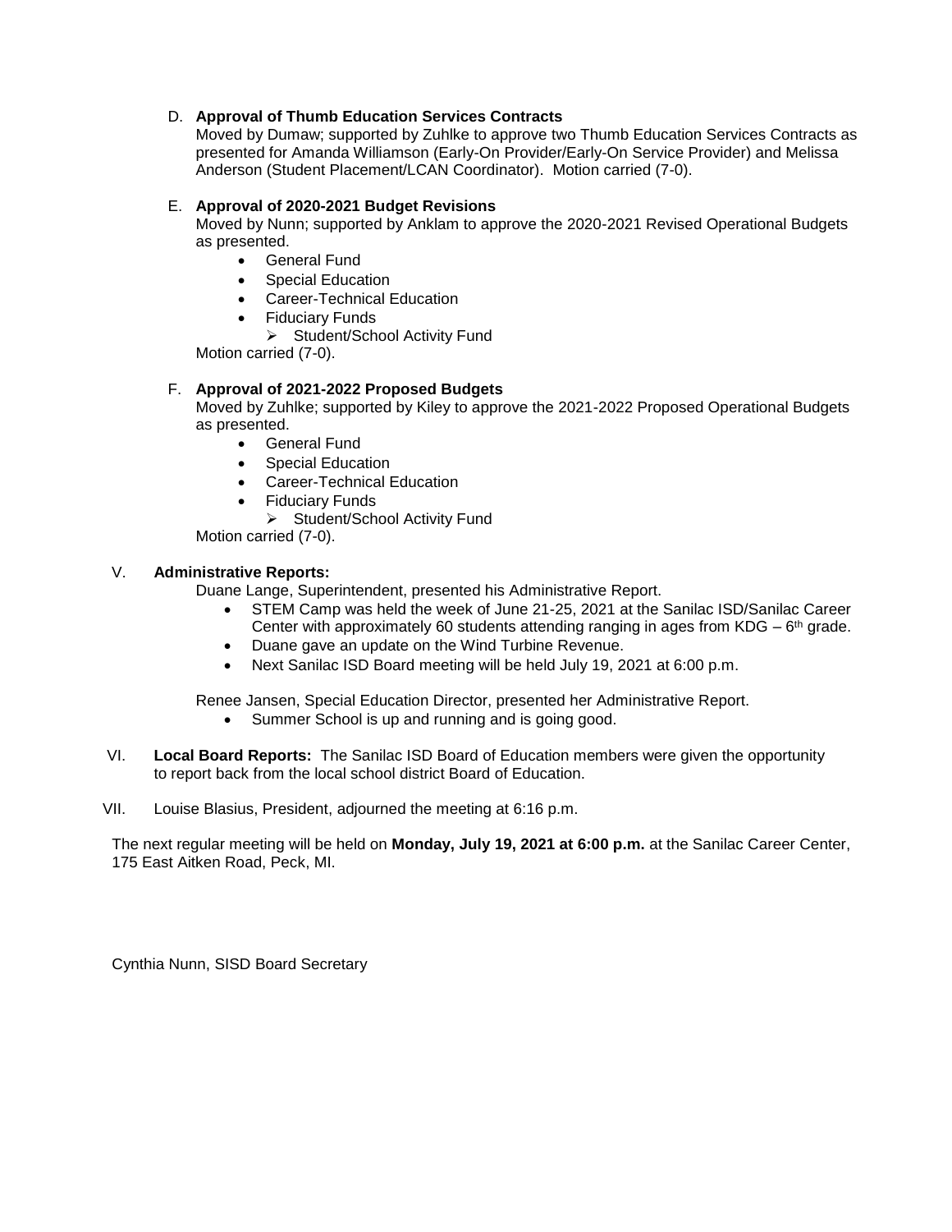D. **Approval of Thumb Education Services Contracts**
Moved by Dumaw; supported by Zuhlke to approve two Thumb Education Services Contracts as presented for Amanda Williamson (Early-On Provider/Early-On Service Provider) and Melissa Anderson (Student Placement/LCAN Coordinator). Motion carried (7-0).

E. **Approval of 2020-2021 Budget Revisions**
Moved by Nunn; supported by Anklam to approve the 2020-2021 Revised Operational Budgets as presented.

- General Fund
- Special Education
- Career-Technical Education
- Fiduciary Funds
  - Student/School Activity Fund

Motion carried (7-0).

F. **Approval of 2021-2022 Proposed Budgets**
Moved by Zuhlke; supported by Kiley to approve the 2021-2022 Proposed Operational Budgets as presented.

- General Fund
- Special Education
- Career-Technical Education
- Fiduciary Funds
  - Student/School Activity Fund

Motion carried (7-0).

V. **Administrative Reports:**

Duane Lange, Superintendent, presented his Administrative Report.

- STEM Camp was held the week of June 21-25, 2021 at the Sanilac ISD/Sanilac Career Center with approximately 60 students attending ranging in ages from KDG – 6th grade.
- Duane gave an update on the Wind Turbine Revenue.
- Next Sanilac ISD Board meeting will be held July 19, 2021 at 6:00 p.m.

Renee Jansen, Special Education Director, presented her Administrative Report.

- Summer School is up and running and is going good.

VI. **Local Board Reports:** The Sanilac ISD Board of Education members were given the opportunity to report back from the local school district Board of Education.

VII. Louise Blasius, President, adjourned the meeting at 6:16 p.m.

The next regular meeting will be held on **Monday, July 19, 2021 at 6:00 p.m.** at the Sanilac Career Center, 175 East Aitken Road, Peck, MI.

Cynthia Nunn, SISD Board Secretary